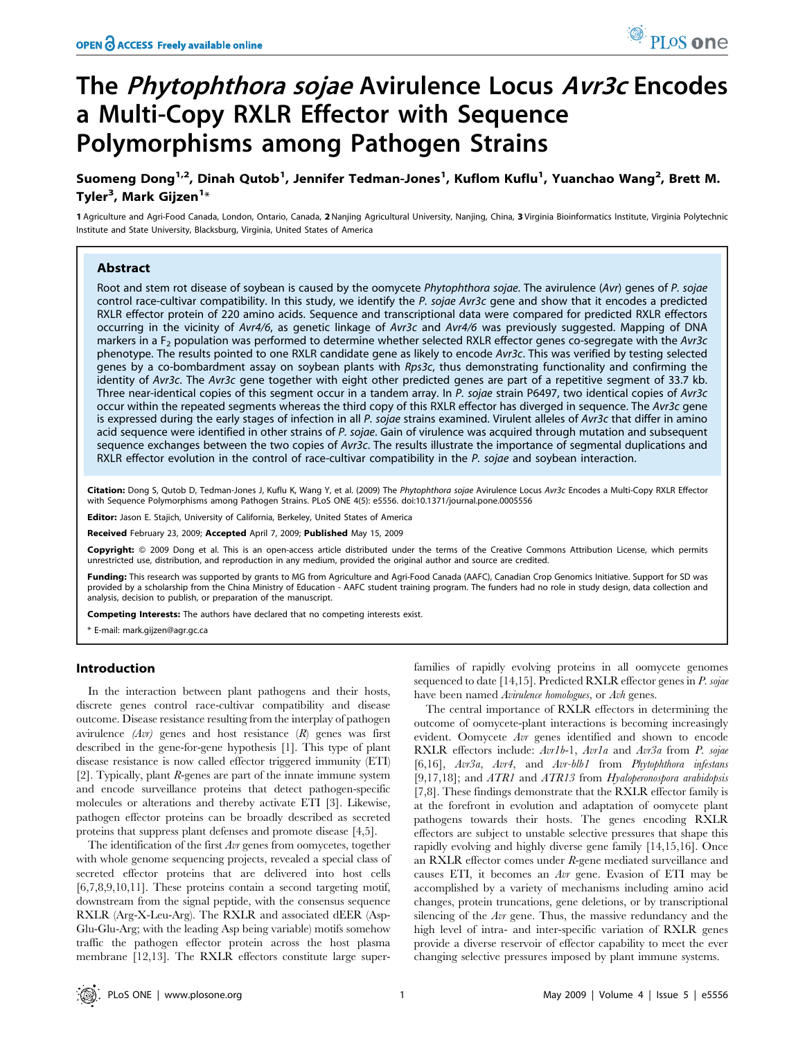# The *Phytophthora sojae* Avirulence Locus *Avr3c* Encodes a Multi-Copy RXLR Effector with Sequence Polymorphisms among Pathogen Strains

**Suomeng Dong[1,2], Dinah Qutob[1], Jennifer Tedman-Jones[1], Kuflom Kuflu[1], Yuanchao Wang[2], Brett M. Tyler[3], Mark Gijzen[1]***

**1** Agriculture and Agri-Food Canada, London, Ontario, Canada, **2** Nanjing Agricultural University, Nanjing, China, **3** Virginia Bioinformatics Institute, Virginia Polytechnic Institute and State University, Blacksburg, Virginia, United States of America

## Abstract

Root and stem rot disease of soybean is caused by the oomycete *Phytophthora sojae*. The avirulence (*Avr*) genes of *P. sojae* control race-cultivar compatibility. In this study, we identify the *P. sojae Avr3c* gene and show that it encodes a predicted RXLR effector protein of 220 amino acids. Sequence and transcriptional data were compared for predicted RXLR effectors occurring in the vicinity of *Avr4/6*, as genetic linkage of *Avr3c* and *Avr4/6* was previously suggested. Mapping of DNA markers in a $F_2$ population was performed to determine whether selected RXLR effector genes co-segregate with the *Avr3c* phenotype. The results pointed to one RXLR candidate gene as likely to encode *Avr3c*. This was verified by testing selected genes by a co-bombardment assay on soybean plants with *Rps3c*, thus demonstrating functionality and confirming the identity of *Avr3c*. The *Avr3c* gene together with eight other predicted genes are part of a repetitive segment of 33.7 kb. Three near-identical copies of this segment occur in a tandem array. In *P. sojae* strain P6497, two identical copies of *Avr3c* occur within the repeated segments whereas the third copy of this RXLR effector has diverged in sequence. The *Avr3c* gene is expressed during the early stages of infection in all *P. sojae* strains examined. Virulent alleles of *Avr3c* that differ in amino acid sequence were identified in other strains of *P. sojae*. Gain of virulence was acquired through mutation and subsequent sequence exchanges between the two copies of *Avr3c*. The results illustrate the importance of segmental duplications and RXLR effector evolution in the control of race-cultivar compatibility in the *P. sojae* and soybean interaction.

**Citation:** Dong S, Qutob D, Tedman-Jones J, Kuflu K, Wang Y, et al. (2009) The *Phytophthora sojae* Avirulence Locus *Avr3c* Encodes a Multi-Copy RXLR Effector with Sequence Polymorphisms among Pathogen Strains. PLoS ONE 4(5): e5556. doi:10.1371/journal.pone.0005556

**Editor:** Jason E. Stajich, University of California, Berkeley, United States of America

**Received** February 23, 2009; **Accepted** April 7, 2009; **Published** May 15, 2009

**Copyright:** © 2009 Dong et al. This is an open-access article distributed under the terms of the Creative Commons Attribution License, which permits unrestricted use, distribution, and reproduction in any medium, provided the original author and source are credited.

**Funding:** This research was supported by grants to MG from Agriculture and Agri-Food Canada (AAFC), Canadian Crop Genomics Initiative. Support for SD was provided by a scholarship from the China Ministry of Education - AAFC student training program. The funders had no role in study design, data collection and analysis, decision to publish, or preparation of the manuscript.

**Competing Interests:** The authors have declared that no competing interests exist.

\* E-mail: mark.gijzen@agr.gc.ca

## Introduction

In the interaction between plant pathogens and their hosts, discrete genes control race-cultivar compatibility and disease outcome. Disease resistance resulting from the interplay of pathogen avirulence *(Avr)* genes and host resistance (*R*) genes was first described in the gene-for-gene hypothesis [1]. This type of plant disease resistance is now called effector triggered immunity (ETI) [2]. Typically, plant *R*-genes are part of the innate immune system and encode surveillance proteins that detect pathogen-specific molecules or alterations and thereby activate ETI [3]. Likewise, pathogen effector proteins can be broadly described as secreted proteins that suppress plant defenses and promote disease [4,5].

The identification of the first *Avr* genes from oomycetes, together with whole genome sequencing projects, revealed a special class of secreted effector proteins that are delivered into host cells [6,7,8,9,10,11]. These proteins contain a second targeting motif, downstream from the signal peptide, with the consensus sequence RXLR (Arg-X-Leu-Arg). The RXLR and associated dEER (Asp-Glu-Glu-Arg; with the leading Asp being variable) motifs somehow traffic the pathogen effector protein across the host plasma membrane [12,13]. The RXLR effectors constitute large super-families of rapidly evolving proteins in all oomycete genomes sequenced to date [14,15]. Predicted RXLR effector genes in *P. sojae* have been named *Avirulence homologues*, or *Avh* genes.

The central importance of RXLR effectors in determining the outcome of oomycete-plant interactions is becoming increasingly evident. Oomycete *Avr* genes identified and shown to encode RXLR effectors include: *Avr1b*-1, *Avr1a* and *Avr3a* from *P. sojae* [6,16], *Avr3a*, *Avr4*, and *Avr-blb1* from *Phytophthora infestans* [9,17,18]; and *ATR1* and *ATR13* from *Hyaloperonospora arabidopsis* [7,8]. These findings demonstrate that the RXLR effector family is at the forefront in evolution and adaptation of oomycete plant pathogens towards their hosts. The genes encoding RXLR effectors are subject to unstable selective pressures that shape this rapidly evolving and highly diverse gene family [14,15,16]. Once an RXLR effector comes under *R*-gene mediated surveillance and causes ETI, it becomes an *Avr* gene. Evasion of ETI may be accomplished by a variety of mechanisms including amino acid changes, protein truncations, gene deletions, or by transcriptional silencing of the *Avr* gene. Thus, the massive redundancy and the high level of intra- and inter-specific variation of RXLR genes provide a diverse reservoir of effector capability to meet the ever changing selective pressures imposed by plant immune systems.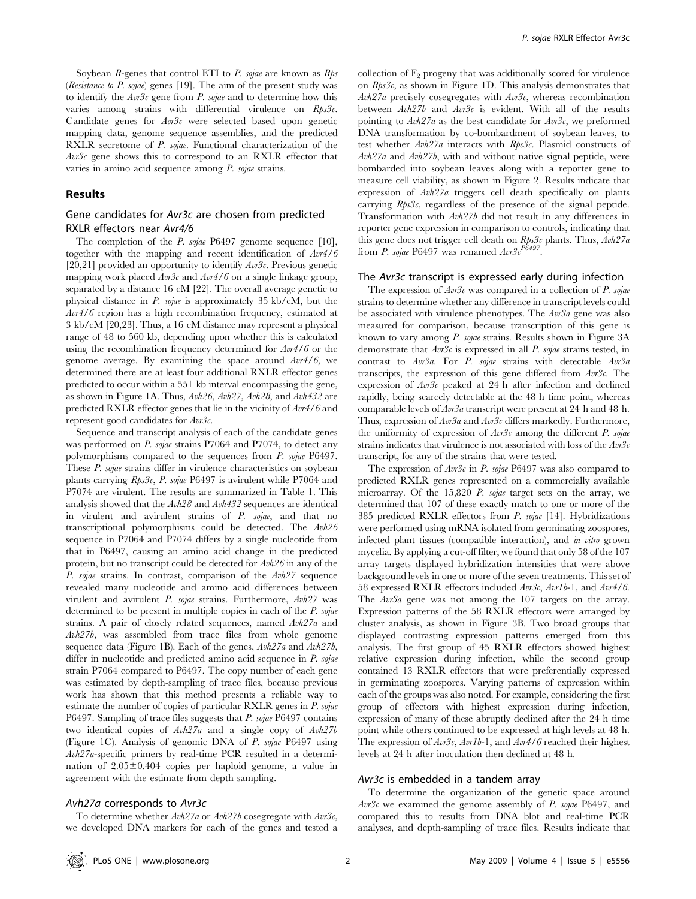Soybean *R*-genes that control ETI to *P. sojae* are known as *Rps* (*Resistance to P. sojae*) genes [19]. The aim of the present study was to identify the *Avr3c* gene from *P. sojae* and to determine how this varies among strains with differential virulence on *Rps3c*. Candidate genes for *Avr3c* were selected based upon genetic mapping data, genome sequence assemblies, and the predicted RXLR secretome of *P. sojae*. Functional characterization of the *Avr3c* gene shows this to correspond to an RXLR effector that varies in amino acid sequence among *P. sojae* strains.

## Results

### Gene candidates for *Avr3c* are chosen from predicted RXLR effectors near *Avr4/6*

The completion of the *P. sojae* P6497 genome sequence [10], together with the mapping and recent identification of *Avr4/6* [20,21] provided an opportunity to identify *Avr3c*. Previous genetic mapping work placed *Avr3c* and *Avr4/6* on a single linkage group, separated by a distance 16 cM [22]. The overall average genetic to physical distance in *P. sojae* is approximately 35 kb/cM, but the *Avr4/6* region has a high recombination frequency, estimated at 3 kb/cM [20,23]. Thus, a 16 cM distance may represent a physical range of 48 to 560 kb, depending upon whether this is calculated using the recombination frequency determined for *Avr4/6* or the genome average. By examining the space around *Avr4/6*, we determined there are at least four additional RXLR effector genes predicted to occur within a 551 kb interval encompassing the gene, as shown in Figure 1A. Thus, *Avh26*, *Avh27*, *Avh28*, and *Avh432* are predicted RXLR effector genes that lie in the vicinity of *Avr4/6* and represent good candidates for *Avr3c*.

Sequence and transcript analysis of each of the candidate genes was performed on *P. sojae* strains P7064 and P7074, to detect any polymorphisms compared to the sequences from *P. sojae* P6497. These *P. sojae* strains differ in virulence characteristics on soybean plants carrying *Rps3c*, *P. sojae* P6497 is avirulent while P7064 and P7074 are virulent. The results are summarized in Table 1. This analysis showed that the *Avh28* and *Avh432* sequences are identical in virulent and avirulent strains of *P. sojae*, and that no transcriptional polymorphisms could be detected. The *Avh26* sequence in P7064 and P7074 differs by a single nucleotide from that in P6497, causing an amino acid change in the predicted protein, but no transcript could be detected for *Avh26* in any of the *P. sojae* strains. In contrast, comparison of the *Avh27* sequence revealed many nucleotide and amino acid differences between virulent and avirulent *P. sojae* strains. Furthermore, *Avh27* was determined to be present in multiple copies in each of the *P. sojae* strains. A pair of closely related sequences, named *Avh27a* and *Avh27b*, was assembled from trace files from whole genome sequence data (Figure 1B). Each of the genes, *Avh27a* and *Avh27b*, differ in nucleotide and predicted amino acid sequence in *P. sojae* strain P7064 compared to P6497. The copy number of each gene was estimated by depth-sampling of trace files, because previous work has shown that this method presents a reliable way to estimate the number of copies of particular RXLR genes in *P. sojae* P6497. Sampling of trace files suggests that *P. sojae* P6497 contains two identical copies of *Avh27a* and a single copy of *Avh27b* (Figure 1C). Analysis of genomic DNA of *P. sojae* P6497 using *Avh27a*-specific primers by real-time PCR resulted in a determination of $2.05 \pm 0.404$ copies per haploid genome, a value in agreement with the estimate from depth sampling.

### *Avh27a* corresponds to *Avr3c*

To determine whether *Avh27a* or *Avh27b* cosegregate with *Avr3c*, we developed DNA markers for each of the genes and tested a collection of $F_2$ progeny that was additionally scored for virulence on *Rps3c*, as shown in Figure 1D. This analysis demonstrates that *Avh27a* precisely cosegregates with *Avr3c*, whereas recombination between *Avh27b* and *Avr3c* is evident. With all of the results pointing to *Avh27a* as the best candidate for *Avr3c*, we preformed DNA transformation by co-bombardment of soybean leaves, to test whether *Avh27a* interacts with *Rps3c*. Plasmid constructs of *Avh27a* and *Avh27b*, with and without native signal peptide, were bombarded into soybean leaves along with a reporter gene to measure cell viability, as shown in Figure 2. Results indicate that expression of *Avh27a* triggers cell death specifically on plants carrying *Rps3c*, regardless of the presence of the signal peptide. Transformation with *Avh27b* did not result in any differences in reporter gene expression in comparison to controls, indicating that this gene does not trigger cell death on *Rps3c* plants. Thus, *Avh27a* from *P. sojae* P6497 was renamed *Avr3c*$^{P6497}$.

### The *Avr3c* transcript is expressed early during infection

The expression of *Avr3c* was compared in a collection of *P. sojae* strains to determine whether any difference in transcript levels could be associated with virulence phenotypes. The *Avr3a* gene was also measured for comparison, because transcription of this gene is known to vary among *P. sojae* strains. Results shown in Figure 3A demonstrate that *Avr3c* is expressed in all *P. sojae* strains tested, in contrast to *Avr3a*. For *P. sojae* strains with detectable *Avr3a* transcripts, the expression of this gene differed from *Avr3c*. The expression of *Avr3c* peaked at 24 h after infection and declined rapidly, being scarcely detectable at the 48 h time point, whereas comparable levels of *Avr3a* transcript were present at 24 h and 48 h. Thus, expression of *Avr3a* and *Avr3c* differs markedly. Furthermore, the uniformity of expression of *Avr3c* among the different *P. sojae* strains indicates that virulence is not associated with loss of the *Avr3c* transcript, for any of the strains that were tested.

The expression of *Avr3c* in *P. sojae* P6497 was also compared to predicted RXLR genes represented on a commercially available microarray. Of the 15,820 *P. sojae* target sets on the array, we determined that 107 of these exactly match to one or more of the 385 predicted RXLR effectors from *P. sojae* [14]. Hybridizations were performed using mRNA isolated from germinating zoospores, infected plant tissues (compatible interaction), and *in vitro* grown mycelia. By applying a cut-off filter, we found that only 58 of the 107 array targets displayed hybridization intensities that were above background levels in one or more of the seven treatments. This set of 58 expressed RXLR effectors included *Avr3c*, *Avr1b*-1, and *Avr4/6*. The *Avr3a* gene was not among the 107 targets on the array. Expression patterns of the 58 RXLR effectors were arranged by cluster analysis, as shown in Figure 3B. Two broad groups that displayed contrasting expression patterns emerged from this analysis. The first group of 45 RXLR effectors showed highest relative expression during infection, while the second group contained 13 RXLR effectors that were preferentially expressed in germinating zoospores. Varying patterns of expression within each of the groups was also noted. For example, considering the first group of effectors with highest expression during infection, expression of many of these abruptly declined after the 24 h time point while others continued to be expressed at high levels at 48 h. The expression of *Avr3c*, *Avr1b*-1, and *Avr4/6* reached their highest levels at 24 h after inoculation then declined at 48 h.

### *Avr3c* is embedded in a tandem array

To determine the organization of the genetic space around *Avr3c* we examined the genome assembly of *P. sojae* P6497, and compared this to results from DNA blot and real-time PCR analyses, and depth-sampling of trace files. Results indicate that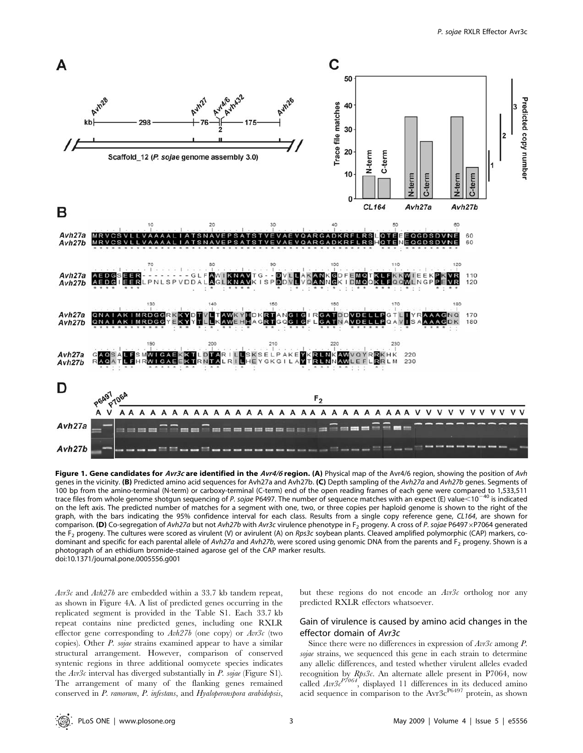**Figure 1. Gene candidates for *Avr3c* are identified in the *Avr4/6* region. (A)** Physical map of the Avr4/6 region, showing the position of *Avh* genes in the vicinity. **(B)** Predicted amino acid sequences for Avh27a and Avh27b. **(C)** Depth sampling of the *Avh27a* and *Avh27b* genes. Segments of 100 bp from the amino-terminal (N-term) or carboxy-terminal (C-term) end of the open reading frames of each gene were compared to 1,533,511 trace files from whole genome shotgun sequencing of *P. sojae* P6497. The number of sequence matches with an expect (E) value $<10^{-40}$ is indicated on the left axis. The predicted number of matches for a segment with one, two, or three copies per haploid genome is shown to the right of the graph, with the bars indicating the 95% confidence interval for each class. Results from a single copy reference gene, *CL164*, are shown for comparison. **(D)** Co-segregation of *Avh27a* but not *Avh27b* with *Avr3c* virulence phenotype in $F_2$ progeny. A cross of *P. sojae* P6497×P7064 generated the $F_2$ progeny. The cultures were scored as virulent (V) or avirulent (A) on *Rps3c* soybean plants. Cleaved amplified polymorphic (CAP) markers, co-dominant and specific for each parental allele of *Avh27a* and *Avh27b*, were scored using genomic DNA from the parents and $F_2$ progeny. Shown is a photograph of an ethidium bromide-stained agarose gel of the CAP marker results.
doi:10.1371/journal.pone.0005556.g001

*Avr3c* and *Avh27b* are embedded within a 33.7 kb tandem repeat, as shown in Figure 4A. A list of predicted genes occurring in the replicated segment is provided in the Table S1. Each 33.7 kb repeat contains nine predicted genes, including one RXLR effector gene corresponding to *Avh27b* (one copy) or *Avr3c* (two copies). Other *P. sojae* strains examined appear to have a similar structural arrangement. However, comparison of conserved syntenic regions in three additional oomycete species indicates the *Avr3c* interval has diverged substantially in *P. sojae* (Figure S1). The arrangement of many of the flanking genes remained conserved in *P. ramorum*, *P. infestans*, and *Hyaloperonspora arabidopsis*, but these regions do not encode an *Avr3c* ortholog nor any predicted RXLR effectors whatsoever.

## Gain of virulence is caused by amino acid changes in the effector domain of *Avr3c*

Since there were no differences in expression of *Avr3c* among *P. sojae* strains, we sequenced this gene in each strain to determine any allelic differences, and tested whether virulent alleles evaded recognition by *Rps3c*. An alternate allele present in P7064, now called $Avr3c^{P7064}$, displayed 11 differences in its deduced amino acid sequence in comparison to the $Avr3c^{P6497}$ protein, as shown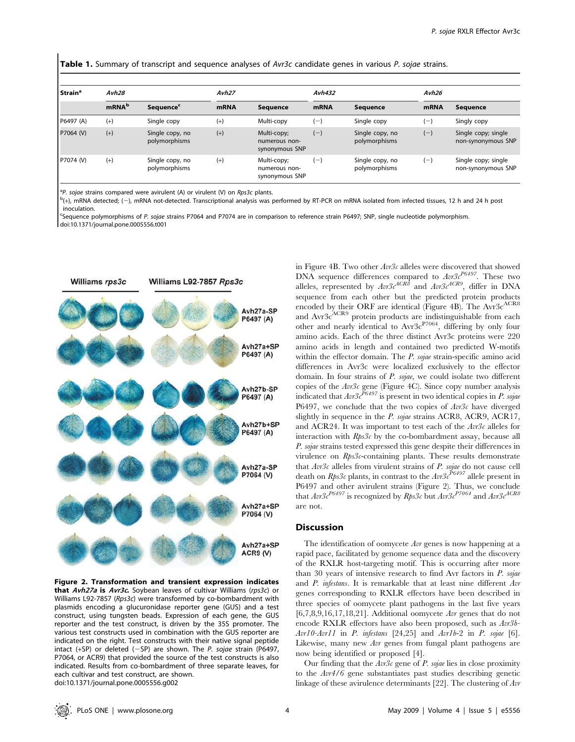**Table 1.** Summary of transcript and sequence analyses of *Avr3c* candidate genes in various *P. sojae* strains.

| Strain[a] | *Avh28* | | *Avh27* | | *Avh432* | | *Avh26* | |
|---|---|---|---|---|---|---|---|---|
| | mRNA[b] | Sequence[c] | mRNA | Sequence | mRNA | Sequence | mRNA | Sequence |
| P6497 (A) | (+) | Single copy | (+) | Multi-copy | (−) | Single copy | (−) | Singly copy |
| P7064 (V) | (+) | Single copy, no polymorphisms | (+) | Multi-copy; numerous non-synonymous SNP | (−) | Single copy, no polymorphisms | (−) | Single copy; single non-synonymous SNP |
| P7074 (V) | (+) | Single copy, no polymorphisms | (+) | Multi-copy; numerous non-synonymous SNP | (−) | Single copy, no polymorphisms | (−) | Single copy; single non-synonymous SNP |

[a]*P. sojae* strains compared were avirulent (A) or virulent (V) on *Rps3c* plants.
[b](+), mRNA detected; (−), mRNA not-detected. Transcriptional analysis was performed by RT-PCR on mRNA isolated from infected tissues, 12 h and 24 h post inoculation.
[c]Sequence polymorphisms of *P. sojae* strains P7064 and P7074 are in comparison to reference strain P6497; SNP, single nucleotide polymorphism.
doi:10.1371/journal.pone.0005556.t001

**Figure 2. Transformation and transient expression indicates that *Avh27a* is *Avr3c*.** Soybean leaves of cultivar Williams (*rps3c*) or Williams L92-7857 (*Rps3c*) were transformed by co-bombardment with plasmids encoding a glucuronidase reporter gene (GUS) and a test construct, using tungsten beads. Expression of each gene, the GUS reporter and the test construct, is driven by the 35S promoter. The various test constructs used in combination with the GUS reporter are indicated on the right. Test constructs with their native signal peptide intact (+SP) or deleted (−SP) are shown. The *P. sojae* strain (P6497, P7064, or ACR9) that provided the source of the test constructs is also indicated. Results from co-bombardment of three separate leaves, for each cultivar and test construct, are shown.
doi:10.1371/journal.pone.0005556.g002

in Figure 4B. Two other *Avr3c* alleles were discovered that showed DNA sequence differences compared to $Avr3c^{P6497}$. These two alleles, represented by $Avr3c^{ACR8}$ and $Avr3c^{ACR9}$, differ in DNA sequence from each other but the predicted protein products encoded by their ORF are identical (Figure 4B). The $Avr3c^{ACR8}$ and $Avr3c^{ACR9}$ protein products are indistinguishable from each other and nearly identical to $Avr3c^{P7064}$, differing by only four amino acids. Each of the three distinct Avr3c proteins were 220 amino acids in length and contained two predicted W-motifs within the effector domain. The *P. sojae* strain-specific amino acid differences in Avr3c were localized exclusively to the effector domain. In four strains of *P. sojae*, we could isolate two different copies of the *Avr3c* gene (Figure 4C). Since copy number analysis indicated that $Avr3c^{P6497}$ is present in two identical copies in *P. sojae* P6497, we conclude that the two copies of *Avr3c* have diverged slightly in sequence in the *P. sojae* strains ACR8, ACR9, ACR17, and ACR24. It was important to test each of the *Avr3c* alleles for interaction with *Rps3c* by the co-bombardment assay, because all *P. sojae* strains tested expressed this gene despite their differences in virulence on *Rps3c*-containing plants. These results demonstrate that *Avr3c* alleles from virulent strains of *P. sojae* do not cause cell death on *Rps3c* plants, in contrast to the $Avr3c^{P6497}$ allele present in P6497 and other avirulent strains (Figure 2). Thus, we conclude that $Avr3c^{P6497}$ is recognized by *Rps3c* but $Avr3c^{P7064}$ and $Avr3c^{ACR8}$ are not.

## Discussion

The identification of oomycete *Avr* genes is now happening at a rapid pace, facilitated by genome sequence data and the discovery of the RXLR host-targeting motif. This is occurring after more than 30 years of intensive research to find Avr factors in *P. sojae* and *P. infestans*. It is remarkable that at least nine different *Avr* genes corresponding to RXLR effectors have been described in three species of oomycete plant pathogens in the last five years [6,7,8,9,16,17,18,21]. Additional oomycete *Avr* genes that do not encode RXLR effectors have also been proposed, such as *Avr3b-Avr10-Avr11* in *P. infestans* [24,25] and *Avr1b-2* in *P. sojae* [6]. Likewise, many new *Avr* genes from fungal plant pathogens are now being identified or proposed [4].

Our finding that the *Avr3c* gene of *P. sojae* lies in close proximity to the *Avr4/6* gene substantiates past studies describing genetic linkage of these avirulence determinants [22]. The clustering of *Avr*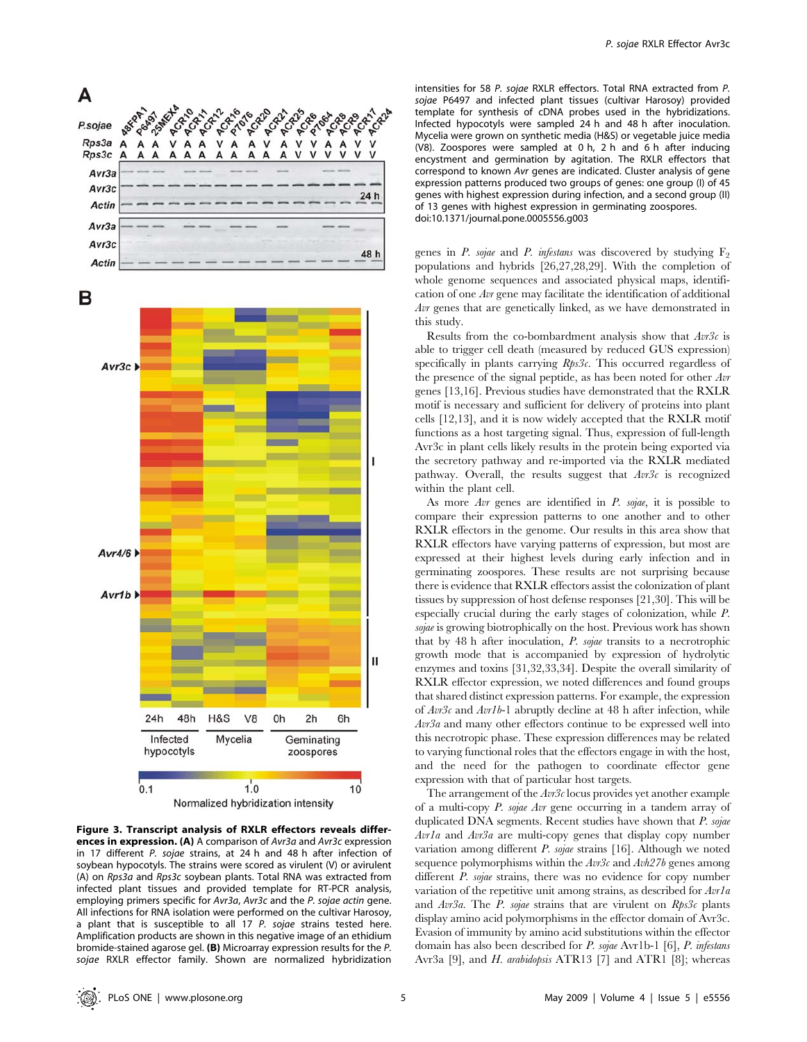**Figure 3. Transcript analysis of RXLR effectors reveals differences in expression. (A)** A comparison of *Avr3a* and *Avr3c* expression in 17 different *P. sojae* strains, at 24 h and 48 h after infection of soybean hypocotyls. The strains were scored as virulent (V) or avirulent (A) on *Rps3a* and *Rps3c* soybean plants. Total RNA was extracted from infected plant tissues and provided template for RT-PCR analysis, employing primers specific for *Avr3a*, *Avr3c* and the *P. sojae actin* gene. All infections for RNA isolation were performed on the cultivar Harosoy, a plant that is susceptible to all 17 *P. sojae* strains tested here. Amplification products are shown in this negative image of an ethidium bromide-stained agarose gel. **(B)** Microarray expression results for the *P. sojae* RXLR effector family. Shown are normalized hybridization intensities for 58 *P. sojae* RXLR effectors. Total RNA extracted from *P. sojae* P6497 and infected plant tissues (cultivar Harosoy) provided template for synthesis of cDNA probes used in the hybridizations. Infected hypocotyls were sampled 24 h and 48 h after inoculation. Mycelia were grown on synthetic media (H&S) or vegetable juice media (V8). Zoospores were sampled at 0 h, 2 h and 6 h after inducing encystment and germination by agitation. The RXLR effectors that correspond to known *Avr* genes are indicated. Cluster analysis of gene expression patterns produced two groups of genes: one group (I) of 45 genes with highest expression during infection, and a second group (II) of 13 genes with highest expression in germinating zoospores.
doi:10.1371/journal.pone.0005556.g003

genes in *P. sojae* and *P. infestans* was discovered by studying $F_2$ populations and hybrids [26,27,28,29]. With the completion of whole genome sequences and associated physical maps, identification of one *Avr* gene may facilitate the identification of additional *Avr* genes that are genetically linked, as we have demonstrated in this study.

Results from the co-bombardment analysis show that *Avr3c* is able to trigger cell death (measured by reduced GUS expression) specifically in plants carrying *Rps3c*. This occurred regardless of the presence of the signal peptide, as has been noted for other *Avr* genes [13,16]. Previous studies have demonstrated that the RXLR motif is necessary and sufficient for delivery of proteins into plant cells [12,13], and it is now widely accepted that the RXLR motif functions as a host targeting signal. Thus, expression of full-length Avr3c in plant cells likely results in the protein being exported via the secretory pathway and re-imported via the RXLR mediated pathway. Overall, the results suggest that *Avr3c* is recognized within the plant cell.

As more *Avr* genes are identified in *P. sojae*, it is possible to compare their expression patterns to one another and to other RXLR effectors in the genome. Our results in this area show that RXLR effectors have varying patterns of expression, but most are expressed at their highest levels during early infection and in germinating zoospores. These results are not surprising because there is evidence that RXLR effectors assist the colonization of plant tissues by suppression of host defense responses [21,30]. This will be especially crucial during the early stages of colonization, while *P. sojae* is growing biotrophically on the host. Previous work has shown that by 48 h after inoculation, *P. sojae* transits to a necrotrophic growth mode that is accompanied by expression of hydrolytic enzymes and toxins [31,32,33,34]. Despite the overall similarity of RXLR effector expression, we noted differences and found groups that shared distinct expression patterns. For example, the expression of *Avr3c* and *Avr1b*-1 abruptly decline at 48 h after infection, while *Avr3a* and many other effectors continue to be expressed well into this necrotropic phase. These expression differences may be related to varying functional roles that the effectors engage in with the host, and the need for the pathogen to coordinate effector gene expression with that of particular host targets.

The arrangement of the *Avr3c* locus provides yet another example of a multi-copy *P. sojae Avr* gene occurring in a tandem array of duplicated DNA segments. Recent studies have shown that *P. sojae Avr1a* and *Avr3a* are multi-copy genes that display copy number variation among different *P. sojae* strains [16]. Although we noted sequence polymorphisms within the *Avr3c* and *Avh27b* genes among different *P. sojae* strains, there was no evidence for copy number variation of the repetitive unit among strains, as described for *Avr1a* and *Avr3a*. The *P. sojae* strains that are virulent on *Rps3c* plants display amino acid polymorphisms in the effector domain of Avr3c. Evasion of immunity by amino acid substitutions within the effector domain has also been described for *P. sojae* Avr1b-1 [6], *P. infestans* Avr3a [9], and *H. arabidopsis* ATR13 [7] and ATR1 [8]; whereas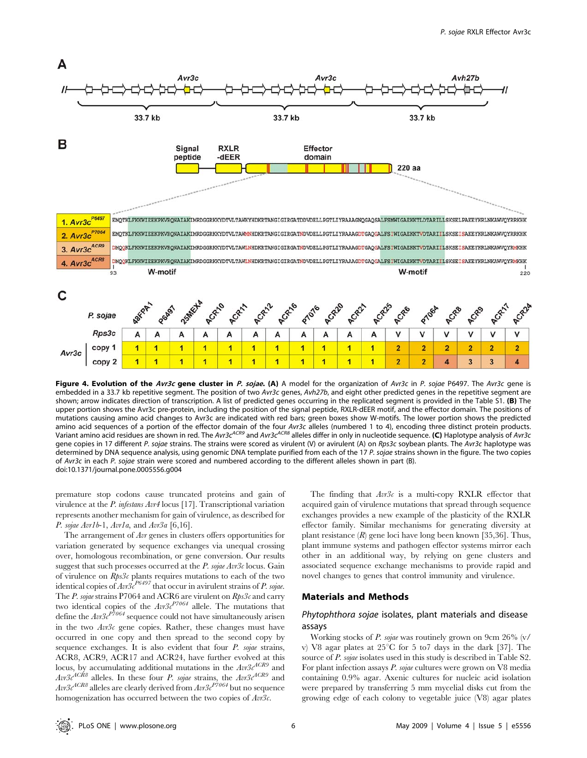**Figure 4. Evolution of the *Avr3c* gene cluster in *P. sojae*.** **(A)** A model for the organization of *Avr3c* in *P. sojae* P6497. The *Avr3c* gene is embedded in a 33.7 kb repetitive segment. The position of two *Avr3c* genes, *Avh27b*, and eight other predicted genes in the repetitive segment are shown; arrow indicates direction of transcription. A list of predicted genes occurring in the replicated segment is provided in the Table S1. **(B)** The upper portion shows the Avr3c pre-protein, including the position of the signal peptide, RXLR-dEER motif, and the effector domain. The positions of mutations causing amino acid changes to Avr3c are indicated with red bars; green boxes show W-motifs. The lower portion shows the predicted amino acid sequences of a portion of the effector domain of the four *Avr3c* alleles (numbered 1 to 4), encoding three distinct protein products. Variant amino acid residues are shown in red. The $Avr3c^{ACR9}$ and $Avr3c^{ACR8}$ alleles differ in only in nucleotide sequence. **(C)** Haplotype analysis of *Avr3c* gene copies in 17 different *P. sojae* strains. The strains were scored as virulent (V) or avirulent (A) on *Rps3c* soybean plants. The *Avr3c* haplotype was determined by DNA sequence analysis, using genomic DNA template purified from each of the 17 *P. sojae* strains shown in the figure. The two copies of *Avr3c* in each *P. sojae* strain were scored and numbered according to the different alleles shown in part (B).
doi:10.1371/journal.pone.0005556.g004

premature stop codons cause truncated proteins and gain of virulence at the *P. infestans Avr4* locus [17]. Transcriptional variation represents another mechanism for gain of virulence, as described for *P. sojae Avr1b-1*, *Avr1a*, and *Avr3a* [6,16].

The arrangement of *Avr* genes in clusters offers opportunities for variation generated by sequence exchanges via unequal crossing over, homologous recombination, or gene conversion. Our results suggest that such processes occurred at the *P. sojae Avr3c* locus. Gain of virulence on *Rps3c* plants requires mutations to each of the two identical copies of $Avr3c^{P6497}$ that occur in avirulent strains of *P. sojae*. The *P. sojae* strains P7064 and ACR6 are virulent on *Rps3c* and carry two identical copies of the $Avr3c^{P7064}$ allele. The mutations that define the $Avr3c^{P7064}$ sequence could not have simultaneously arisen in the two *Avr3c* gene copies. Rather, these changes must have occurred in one copy and then spread to the second copy by sequence exchanges. It is also evident that four *P. sojae* strains, ACR8, ACR9, ACR17 and ACR24, have further evolved at this locus, by accumulating additional mutations in the $Avr3c^{ACR9}$ and $Avr3c^{ACR8}$ alleles. In these four *P. sojae* strains, the $Avr3c^{ACR9}$ and $Avr3c^{ACR8}$ alleles are clearly derived from $Avr3c^{P7064}$ but no sequence homogenization has occurred between the two copies of *Avr3c*.

The finding that *Avr3c* is a multi-copy RXLR effector that acquired gain of virulence mutations that spread through sequence exchanges provides a new example of the plasticity of the RXLR effector family. Similar mechanisms for generating diversity at plant resistance (*R*) gene loci have long been known [35,36]. Thus, plant immune systems and pathogen effector systems mirror each other in an additional way, by relying on gene clusters and associated sequence exchange mechanisms to provide rapid and novel changes to genes that control immunity and virulence.

## Materials and Methods

### *Phytophthora sojae* isolates, plant materials and disease assays

Working stocks of *P. sojae* was routinely grown on 9cm 26% (v/v) V8 agar plates at 25°C for 5 to7 days in the dark [37]. The source of *P. sojae* isolates used in this study is described in Table S2. For plant infection assays *P. sojae* cultures were grown on V8 media containing 0.9% agar. Axenic cultures for nucleic acid isolation were prepared by transferring 5 mm mycelial disks cut from the growing edge of each colony to vegetable juice (V8) agar plates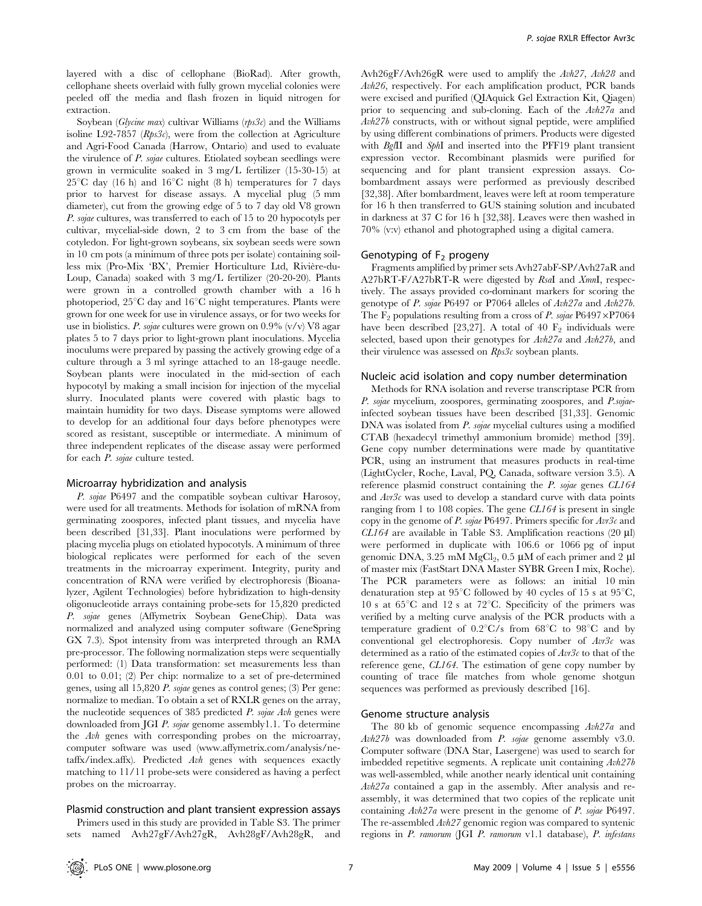layered with a disc of cellophane (BioRad). After growth, cellophane sheets overlaid with fully grown mycelial colonies were peeled off the media and flash frozen in liquid nitrogen for extraction.

Soybean (*Glycine max*) cultivar Williams (*rps3c*) and the Williams isoline L92-7857 (*Rps3c*), were from the collection at Agriculture and Agri-Food Canada (Harrow, Ontario) and used to evaluate the virulence of *P. sojae* cultures. Etiolated soybean seedlings were grown in vermiculite soaked in 3 mg/L fertilizer (15-30-15) at 25°C day (16 h) and 16°C night (8 h) temperatures for 7 days prior to harvest for disease assays. A mycelial plug (5 mm diameter), cut from the growing edge of 5 to 7 day old V8 grown *P. sojae* cultures, was transferred to each of 15 to 20 hypocotyls per cultivar, mycelial-side down, 2 to 3 cm from the base of the cotyledon. For light-grown soybeans, six soybean seeds were sown in 10 cm pots (a minimum of three pots per isolate) containing soilless mix (Pro-Mix 'BX', Premier Horticulture Ltd, Rivière-du-Loup, Canada) soaked with 3 mg/L fertilizer (20-20-20). Plants were grown in a controlled growth chamber with a 16 h photoperiod, 25°C day and 16°C night temperatures. Plants were grown for one week for use in virulence assays, or for two weeks for use in biolistics. *P. sojae* cultures were grown on 0.9% (v/v) V8 agar plates 5 to 7 days prior to light-grown plant inoculations. Mycelia inoculums were prepared by passing the actively growing edge of a culture through a 3 ml syringe attached to an 18-gauge needle. Soybean plants were inoculated in the mid-section of each hypocotyl by making a small incision for injection of the mycelial slurry. Inoculated plants were covered with plastic bags to maintain humidity for two days. Disease symptoms were allowed to develop for an additional four days before phenotypes were scored as resistant, susceptible or intermediate. A minimum of three independent replicates of the disease assay were performed for each *P. sojae* culture tested.

### Microarray hybridization and analysis

*P. sojae* P6497 and the compatible soybean cultivar Harosoy, were used for all treatments. Methods for isolation of mRNA from germinating zoospores, infected plant tissues, and mycelia have been described [31,33]. Plant inoculations were performed by placing mycelia plugs on etiolated hypocotyls. A minimum of three biological replicates were performed for each of the seven treatments in the microarray experiment. Integrity, purity and concentration of RNA were verified by electrophoresis (Bioanalyzer, Agilent Technologies) before hybridization to high-density oligonucleotide arrays containing probe-sets for 15,820 predicted *P. sojae* genes (Affymetrix Soybean GeneChip). Data was normalized and analyzed using computer software (GeneSpring GX 7.3). Spot intensity from was interpreted through an RMA pre-processor. The following normalization steps were sequentially performed: (1) Data transformation: set measurements less than 0.01 to 0.01; (2) Per chip: normalize to a set of pre-determined genes, using all 15,820 *P. sojae* genes as control genes; (3) Per gene: normalize to median. To obtain a set of RXLR genes on the array, the nucleotide sequences of 385 predicted *P. sojae Avh* genes were downloaded from JGI *P. sojae* genome assembly1.1. To determine the *Avh* genes with corresponding probes on the microarray, computer software was used (www.affymetrix.com/analysis/netaffx/index.affx). Predicted *Avh* genes with sequences exactly matching to 11/11 probe-sets were considered as having a perfect probes on the microarray.

### Plasmid construction and plant transient expression assays

Primers used in this study are provided in Table S3. The primer sets named Avh27gF/Avh27gR, Avh28gF/Avh28gR, and Avh26gF/Avh26gR were used to amplify the *Avh27*, *Avh28* and *Avh26*, respectively. For each amplification product, PCR bands were excised and purified (QIAquick Gel Extraction Kit, Qiagen) prior to sequencing and sub-cloning. Each of the *Avh27a* and *Avh27b* constructs, with or without signal peptide, were amplified by using different combinations of primers. Products were digested with *Bgl*II and *Sph*I and inserted into the PFF19 plant transient expression vector. Recombinant plasmids were purified for sequencing and for plant transient expression assays. Co-bombardment assays were performed as previously described [32,38]. After bombardment, leaves were left at room temperature for 16 h then transferred to GUS staining solution and incubated in darkness at 37 C for 16 h [32,38]. Leaves were then washed in 70% (v:v) ethanol and photographed using a digital camera.

### Genotyping of $F_2$ progeny

Fragments amplified by primer sets Avh27abF-SP/Avh27aR and A27bRT-F/A27bRT-R were digested by *Rsa*I and *Xmn*I, respectively. The assays provided co-dominant markers for scoring the genotype of *P. sojae* P6497 or P7064 alleles of *Avh27a* and *Avh27b*. The $F_2$ populations resulting from a cross of *P. sojae* P6497×P7064 have been described [23,27]. A total of 40 $F_2$ individuals were selected, based upon their genotypes for *Avh27a* and *Avh27b*, and their virulence was assessed on *Rps3c* soybean plants.

### Nucleic acid isolation and copy number determination

Methods for RNA isolation and reverse transcriptase PCR from *P. sojae* mycelium, zoospores, germinating zoospores, and *P.sojae*-infected soybean tissues have been described [31,33]. Genomic DNA was isolated from *P. sojae* mycelial cultures using a modified CTAB (hexadecyl trimethyl ammonium bromide) method [39]. Gene copy number determinations were made by quantitative PCR, using an instrument that measures products in real-time (LightCycler, Roche, Laval, PQ, Canada, software version 3.5). A reference plasmid construct containing the *P. sojae* genes *CL164* and *Avr3c* was used to develop a standard curve with data points ranging from 1 to 108 copies. The gene *CL164* is present in single copy in the genome of *P. sojae* P6497. Primers specific for *Avr3c* and *CL164* are available in Table S3. Amplification reactions (20 µl) were performed in duplicate with 106.6 or 1066 pg of input genomic DNA, 3.25 mM $MgCl_2$, 0.5 µM of each primer and 2 µl of master mix (FastStart DNA Master SYBR Green I mix, Roche). The PCR parameters were as follows: an initial 10 min denaturation step at 95°C followed by 40 cycles of 15 s at 95°C, 10 s at 65°C and 12 s at 72°C. Specificity of the primers was verified by a melting curve analysis of the PCR products with a temperature gradient of 0.2°C/s from 68°C to 98°C and by conventional gel electrophoresis. Copy number of *Avr3c* was determined as a ratio of the estimated copies of *Avr3c* to that of the reference gene, *CL164*. The estimation of gene copy number by counting of trace file matches from whole genome shotgun sequences was performed as previously described [16].

### Genome structure analysis

The 80 kb of genomic sequence encompassing *Avh27a* and *Avh27b* was downloaded from *P. sojae* genome assembly v3.0. Computer software (DNA Star, Lasergene) was used to search for imbedded repetitive segments. A replicate unit containing *Avh27b* was well-assembled, while another nearly identical unit containing *Avh27a* contained a gap in the assembly. After analysis and re-assembly, it was determined that two copies of the replicate unit containing *Avh27a* were present in the genome of *P. sojae* P6497. The re-assembled *Avh27* genomic region was compared to syntenic regions in *P. ramorum* (JGI *P. ramorum* v1.1 database), *P. infestans*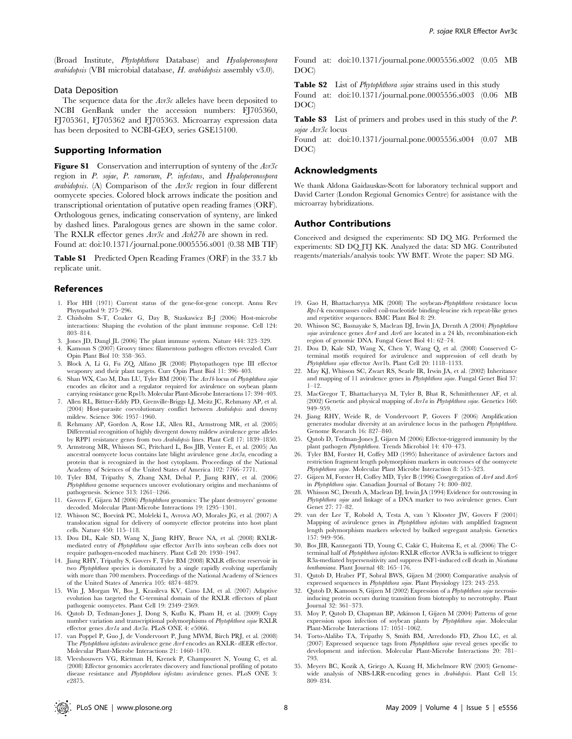(Broad Institute, *Phytophthora* Database) and *Hyaloperonospora arabidopsis* (VBI microbial database, *H. arabidopsis* assembly v3.0).

### Data Deposition

The sequence data for the *Avr3c* alleles have been deposited to NCBI GenBank under the accession numbers: FJ705360, FJ705361, FJ705362 and FJ705363. Microarray expression data has been deposited to NCBI-GEO, series GSE15100.

## Supporting Information

**Figure S1** Conservation and interruption of synteny of the *Avr3c* region in *P. sojae*, *P. ramorum*, *P. infestans*, and *Hyaloperonospora arabidopsis*. (A) Comparison of the *Avr3c* region in four different oomycete species. Colored block arrows indicate the position and transcriptional orientation of putative open reading frames (ORF). Orthologous genes, indicating conservation of synteny, are linked by dashed lines. Paralogous genes are shown in the same color. The RXLR effector genes *Avr3c* and *Avh27b* are shown in red.
Found at: doi:10.1371/journal.pone.0005556.s001 (0.38 MB TIF)

**Table S1** Predicted Open Reading Frames (ORF) in the 33.7 kb replicate unit.
Found at: doi:10.1371/journal.pone.0005556.s002 (0.05 MB DOC)

**Table S2** List of *Phytophthora sojae* strains used in this study
Found at: doi:10.1371/journal.pone.0005556.s003 (0.06 MB DOC)

**Table S3** List of primers and probes used in this study of the *P. sojae Avr3c* locus
Found at: doi:10.1371/journal.pone.0005556.s004 (0.07 MB DOC)

## Acknowledgments

We thank Aldona Gaidauskas-Scott for laboratory technical support and David Carter (London Regional Genomics Centre) for assistance with the microarray hybridizations.

## Author Contributions

Conceived and designed the experiments: SD DQ MG. Performed the experiments: SD DQ JTJ KK. Analyzed the data: SD MG. Contributed reagents/materials/analysis tools: YW BMT. Wrote the paper: SD MG.

## References

1. Flor HH (1971) Current status of the gene-for-gene concept. Annu Rev Phytopathol 9: 275–296.
2. Chisholm S-T, Coaker G, Day B, Staskawicz B-J (2006) Host-microbe interactions: Shaping the evolution of the plant immune response. Cell 124: 803–814.
3. Jones JD, Dangl JL (2006) The plant immune system. Nature 444: 323–329.
4. Kamoun S (2007) Groovy times: filamentous pathogen effectors revealed. Curr Opin Plant Biol 10: 358–365.
5. Block A, Li G, Fu ZQ, Alfano JR (2008) Phytopathogen type III effector weaponry and their plant targets. Curr Opin Plant Biol 11: 396–403.
6. Shan WX, Cao M, Dan LU, Tyler BM (2004) The *Avr1b* locus of *Phytophthora sojae* encodes an elicitor and a regulator required for avirulence on soybean plants carrying resistance gene Rps1b. Molecular Plant-Microbe Interactions 17: 394–403.
7. Allen RL, Bittner-Eddy PD, Grenville-Briggs LJ, Meitz JC, Rehmany AP, et al. (2004) Host-parasite coevolutionary conflict between *Arabidopsis* and downy mildew. Science 306: 1957–1960.
8. Rehmany AP, Gordon A, Rose LE, Allen RL, Armstrong MR, et al. (2005) Differential recognition of highly divergent downy mildew avirulence gene alleles by RPP1 resistance genes from two *Arabidopsis* lines. Plant Cell 17: 1839–1850.
9. Armstrong MR, Whisson SC, Pritchard L, Bos JIB, Venter E, et al. (2005) An ancestral oomycete locus contains late blight avirulence gene *Avr3a*, encoding a protein that is recognized in the host cytoplasm. Proceedings of the National Academy of Sciences of the United States of America 102: 7766–7771.
10. Tyler BM, Tripathy S, Zhang XM, Dehal P, Jiang RHY, et al. (2006) *Phytophthora* genome sequences uncover evolutionary origins and mechanisms of pathogenesis. Science 313: 1261–1266.
11. Govers F, Gijzen M (2006) *Phytophthora* genomics: The plant destroyers' genome decoded. Molecular Plant-Microbe Interactions 19: 1295–1301.
12. Whisson SC, Boevink PC, Moleleki L, Avrova AO, Morales JG, et al. (2007) A translocation signal for delivery of oomycete effector proteins into host plant cells. Nature 450: 115–118.
13. Dou DL, Kale SD, Wang X, Jiang RHY, Bruce NA, et al. (2008) RXLR-mediated entry of *Phytophthora sojae* effector Avr1b into soybean cells does not require pathogen-encoded machinery. Plant Cell 20: 1930–1947.
14. Jiang RHY, Tripathy S, Govers F, Tyler BM (2008) RXLR effector reservoir in two *Phytophthora* species is dominated by a single rapidly evolving superfamily with more than 700 members. Proceedings of the National Academy of Sciences of the United States of America 105: 4874–4879.
15. Win J, Morgan W, Bos J, Krasileva KV, Cano LM, et al. (2007) Adaptive evolution has targeted the C-terminal domain of the RXLR effectors of plant pathogenic oomycetes. Plant Cell 19: 2349–2369.
16. Qutob D, Tedman-Jones J, Dong S, Kuflu K, Pham H, et al. (2009) Copy number variation and transcriptional polymorphisms of *Phytophthora sojae* RXLR effector genes *Avr1a* and *Avr3a*. PLoS ONE 4: e5066.
17. van Poppel P, Guo J, de Vondervoort P, Jung MWM, Birch PRJ, et al. (2008) The *Phytophthora infestans* avirulence gene *Avr4* encodes an RXLR- dEER effector. Molecular Plant-Microbe Interactions 21: 1460–1470.
18. Vleeshouwers VG, Rietman H, Krenek P, Champouret N, Young C, et al. (2008) Effector genomics accelerates discovery and functional profiling of potato disease resistance and *Phytophthora infestans* avirulence genes. PLoS ONE 3: e2875.
19. Gao H, Bhattacharyya MK (2008) The soybean-*Phytophthora* resistance locus *Rps1*-k encompasses coiled coil-nucleotide binding-leucine rich repeat-like genes and repetitive sequences. BMC Plant Biol 8: 29.
20. Whisson SC, Basnayake S, Maclean DJ, Irwin JA, Drenth A (2004) *Phytophthora sojae* avirulence genes *Avr4* and *Avr6* are located in a 24 kb, recombination-rich region of genomic DNA. Fungal Genet Biol 41: 62–74.
21. Dou D, Kale SD, Wang X, Chen Y, Wang Q, et al. (2008) Conserved C-terminal motifs required for avirulence and suppression of cell death by *Phytophthora sojae* effector Avr1b. Plant Cell 20: 1118–1133.
22. May KJ, Whisson SC, Zwart RS, Searle IR, Irwin JA, et al. (2002) Inheritance and mapping of 11 avirulence genes in *Phytophthora sojae*. Fungal Genet Biol 37: 1–12.
23. MacGregor T, Bhattacharyya M, Tyler B, Bhat R, Schmitthenner AF, et al. (2002) Genetic and physical mapping of *Avr1a* in *Phytophthora sojae*. Genetics 160: 949–959.
24. Jiang RHY, Weide R, de Vondervoort P, Govers F (2006) Amplification generates modular diversity at an avirulence locus in the pathogen *Phytophthora*. Genome Research 16: 827–840.
25. Qutob D, Tedman-Jones J, Gijzen M (2006) Effector-triggered immunity by the plant pathogen *Phytophthora*. Trends Microbiol 14: 470–473.
26. Tyler BM, Forster H, Coffey MD (1995) Inheritance of avirulence factors and restriction fragment length polymorphism markers in outcrosses of the oomycete *Phytophthora sojae*. Molecular Plant Microbe Interaction 8: 515–523.
27. Gijzen M, Forster H, Coffey MD, Tyler B (1996) Cosegregation of *Avr4* and *Avr6* in *Phytophthora sojae*. Canadian Journal of Botany 74: 800–802.
28. Whisson SC, Drenth A, Maclean DJ, Irwin JA (1994) Evidence for outcrossing in *Phytophthora sojae* and linkage of a DNA marker to two avirulence genes. Curr Genet 27: 77–82.
29. van der Lee T, Robold A, Testa A, van 't Klooster JW, Govers F (2001) Mapping of avirulence genes in *Phytophthora infestans* with amplified fragment length polymorphism markers selected by bulked segregant analysis. Genetics 157: 949–956.
30. Bos JIB, Kanneganti TD, Young C, Cakir C, Huitema E, et al. (2006) The C-terminal half of *Phytophthora infestans* RXLR effector AVR3a is sufficient to trigger R3a-mediated hypersensitivity and suppress INF1-induced cell death in *Nicotiana benthamiana*. Plant Journal 48: 165–176.
31. Qutob D, Hraber PT, Sobral BWS, Gijzen M (2000) Comparative analysis of expressed sequences in *Phytophthora sojae*. Plant Physiology 123: 243–253.
32. Qutob D, Kamoun S, Gijzen M (2002) Expression of a *Phytophthora sojae* necrosis-inducing protein occurs during transition from biotrophy to necrotrophy. Plant Journal 32: 361–373.
33. Moy P, Qutob D, Chapman BP, Atkinson I, Gijzen M (2004) Patterns of gene expression upon infection of soybean plants by *Phytophthora sojae*. Molecular Plant-Microbe Interactions 17: 1051–1062.
34. Torto-Alalibo TA, Tripathy S, Smith BM, Arredondo FD, Zhou LC, et al. (2007) Expressed sequence tags from *Phytophthora sojae* reveal genes specific to development and infection. Molecular Plant-Microbe Interactions 20: 781–793.
35. Meyers BC, Kozik A, Griego A, Kuang H, Michelmore RW (2003) Genome-wide analysis of NBS-LRR-encoding genes in *Arabidopsis*. Plant Cell 15: 809–834.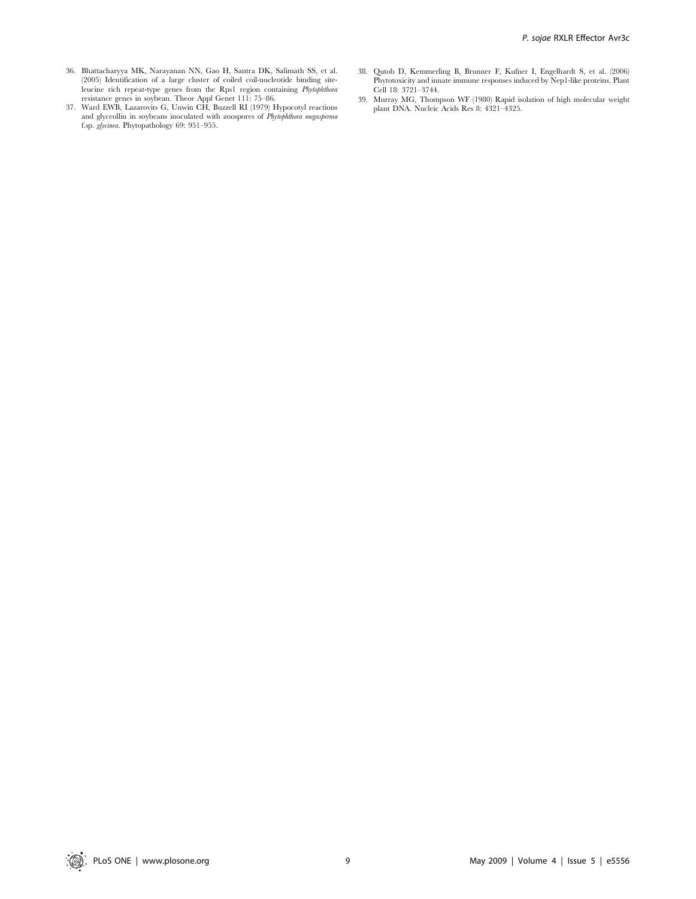36. Bhattacharyya MK, Narayanan NN, Gao H, Santra DK, Salimath SS, et al. (2005) Identification of a large cluster of coiled coil-nucleotide binding site-leucine rich repeat-type genes from the Rps1 region containing *Phytophthora* resistance genes in soybean. Theor Appl Genet 111: 75–86.
37. Ward EWB, Lazarovits G, Unwin CH, Buzzell RI (1979) Hypocotyl reactions and glyceollin in soybeans inoculated with zoospores of *Phytophthora megasperma* f.sp. *glycinea*. Phytopathology 69: 951–955.
38. Qutob D, Kemmerling B, Brunner F, Kufner I, Engelhardt S, et al. (2006) Phytotoxicity and innate immune responses induced by Nep1-like proteins. Plant Cell 18: 3721–3744.
39. Murray MG, Thompson WF (1980) Rapid isolation of high molecular weight plant DNA. Nucleic Acids Res 8: 4321–4325.